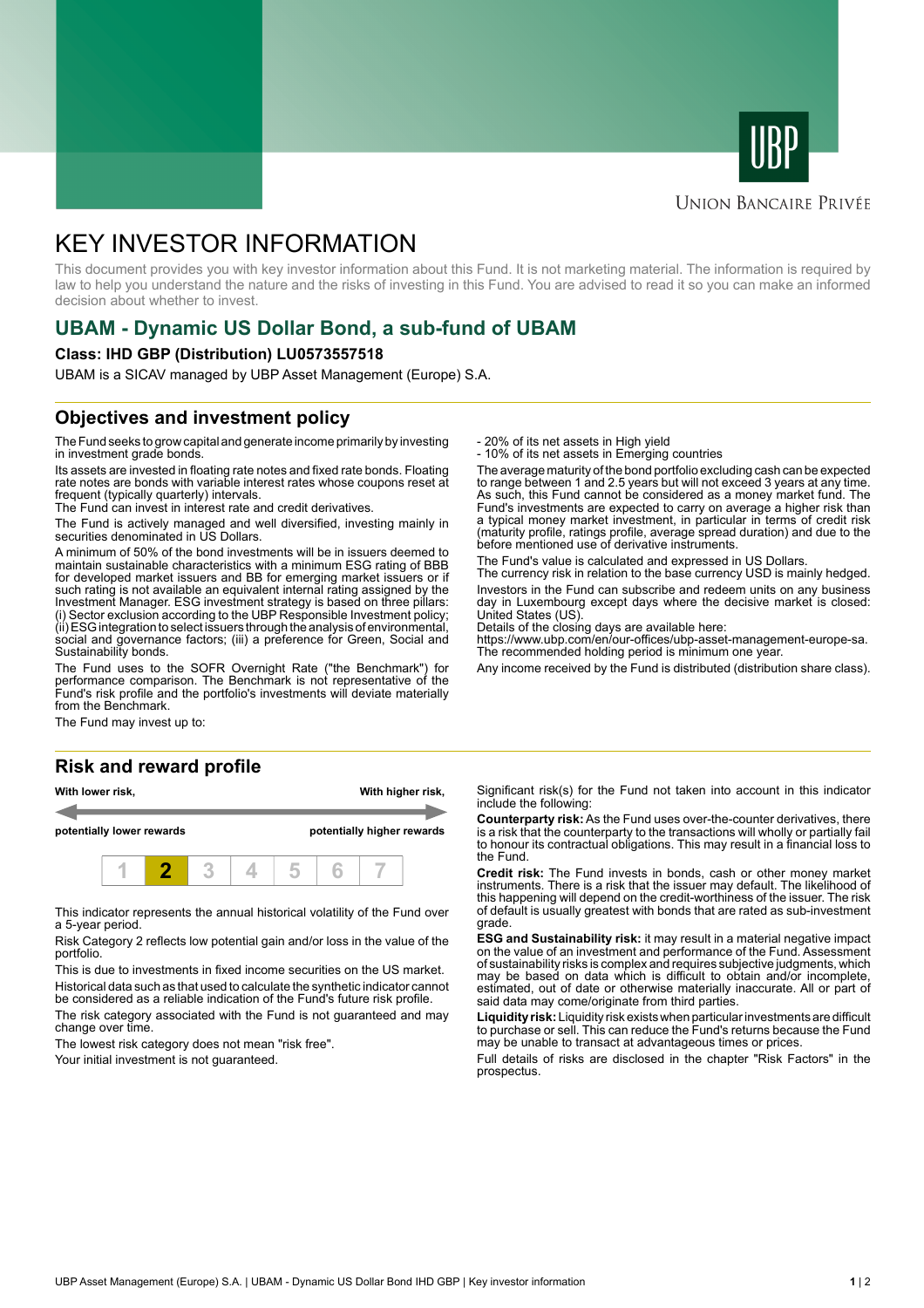UBP

Union Bancaire Privée

# KEY INVESTOR INFORMATION

This document provides you with key investor information about this Fund. It is not marketing material. The information is required by law to help you understand the nature and the risks of investing in this Fund. You are advised to read it so you can make an informed decision about whether to invest.

## UBAM - Dynamic US Dollar Bond, a sub-fund of UBAM

### Class: IHD GBP (Distribution) LU0573557518

UBAM is a SICAV managed by UBP Asset Management (Europe) S.A.

## Objectives and investment policy

The Fund seeks to grow capital and generate income primarily by investing in investment grade bonds.

Its assets are invested in floating rate notes and fixed rate bonds. Floating rate notes are bonds with variable interest rates whose coupons reset at frequent (typically quarterly) intervals.

The Fund can invest in interest rate and credit derivatives.

The Fund is actively managed and well diversified, investing mainly in securities denominated in US Dollars.

A minimum of 50% of the bond investments will be in issuers deemed to maintain sustainable characteristics with a minimum ESG rating of BBB for developed market issuers and BB for emerging market issuers or if such rating is not available an equivalent internal rating assigned by the Investment Manager. ESG investment strategy is based on three pillars: (i) Sector exclusion according to the UBP Responsible Investment policy; (ii) ESG integration to select issuers through the analysis of environmental, social and governance factors; (iii) a preference for Green, Social and Sustainability bonds.

The Fund uses to the SOFR Overnight Rate ("the Benchmark") for performance comparison. The Benchmark is not representative of the Fund's risk profile and the portfolio's investments will deviate materially from the Benchmark.

The Fund may invest up to:

- 20% of its net assets in High yield
- 10% of its net assets in Emerging countries

The average maturity of the bond portfolio excluding cash can be expected to range between 1 and 2.5 years but will not exceed 3 years at any time. As such, this Fund cannot be considered as a money market fund. The Fund's investments are expected to carry on average a higher risk than a typical money market investment, in particular in terms of credit risk (maturity profile, ratings profile, average spread duration) and due to the before mentioned use of derivative instruments.

The Fund's value is calculated and expressed in US Dollars.

The currency risk in relation to the base currency USD is mainly hedged.

Investors in the Fund can subscribe and redeem units on any business day in Luxembourg except days where the decisive market is closed: United States (US).

Details of the closing days are available here:
https://www.ubp.com/en/our-offices/ubp-asset-management-europe-sa.

The recommended holding period is minimum one year.

Any income received by the Fund is distributed (distribution share class).

## Risk and reward profile

**With lower risk,** **With higher risk,**

**potentially lower rewards** **potentially higher rewards**

1 **2** 3 4 5 6 7

This indicator represents the annual historical volatility of the Fund over a 5-year period.

Risk Category 2 reflects low potential gain and/or loss in the value of the portfolio.

This is due to investments in fixed income securities on the US market.

Historical data such as that used to calculate the synthetic indicator cannot be considered as a reliable indication of the Fund's future risk profile.

The risk category associated with the Fund is not guaranteed and may change over time.

The lowest risk category does not mean "risk free".

Your initial investment is not guaranteed.

Significant risk(s) for the Fund not taken into account in this indicator include the following:

**Counterparty risk:** As the Fund uses over-the-counter derivatives, there is a risk that the counterparty to the transactions will wholly or partially fail to honour its contractual obligations. This may result in a financial loss to the Fund.

**Credit risk:** The Fund invests in bonds, cash or other money market instruments. There is a risk that the issuer may default. The likelihood of this happening will depend on the credit-worthiness of the issuer. The risk of default is usually greatest with bonds that are rated as sub-investment grade.

**ESG and Sustainability risk:** it may result in a material negative impact on the value of an investment and performance of the Fund. Assessment of sustainability risks is complex and requires subjective judgments, which may be based on data which is difficult to obtain and/or incomplete, estimated, out of date or otherwise materially inaccurate. All or part of said data may come/originate from third parties.

**Liquidity risk:** Liquidity risk exists when particular investments are difficult to purchase or sell. This can reduce the Fund's returns because the Fund may be unable to transact at advantageous times or prices.

Full details of risks are disclosed in the chapter "Risk Factors" in the prospectus.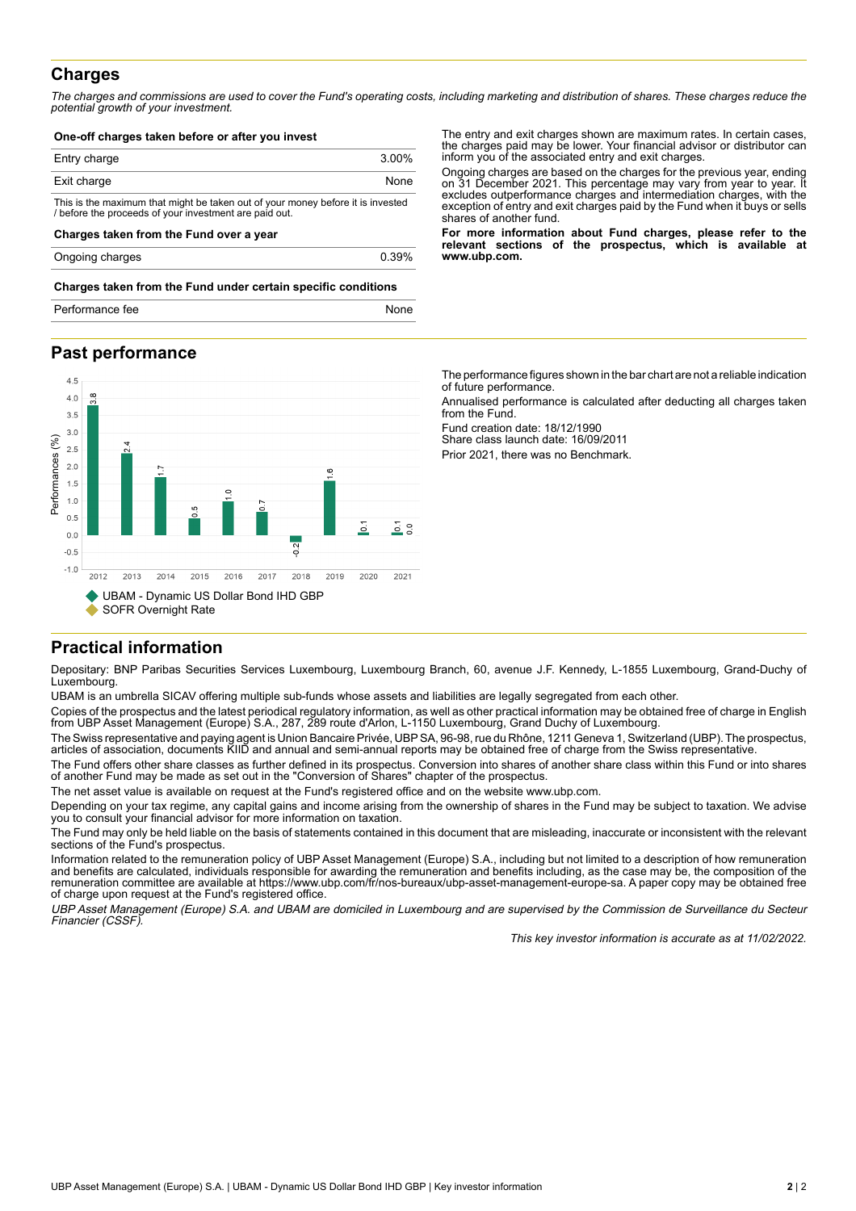## Charges

*The charges and commissions are used to cover the Fund's operating costs, including marketing and distribution of shares. These charges reduce the potential growth of your investment.*

| One-off charges taken before or after you invest | |
|---|---|
| Entry charge | 3.00% |
| Exit charge | None |

This is the maximum that might be taken out of your money before it is invested / before the proceeds of your investment are paid out.

| Charges taken from the Fund over a year | |
|---|---|
| Ongoing charges | 0.39% |

| Charges taken from the Fund under certain specific conditions | |
|---|---|
| Performance fee | None |

The entry and exit charges shown are maximum rates. In certain cases, the charges paid may be lower. Your financial advisor or distributor can inform you of the associated entry and exit charges.

Ongoing charges are based on the charges for the previous year, ending on 31 December 2021. This percentage may vary from year to year. It excludes outperformance charges and intermediation charges, with the exception of entry and exit charges paid by the Fund when it buys or sells shares of another fund.

**For more information about Fund charges, please refer to the relevant sections of the prospectus, which is available at www.ubp.com.**

## Past performance

Performances (%)

4.5
4.0
3.5
3.0
2.5
2.0
1.5
1.0
0.5
0.0
-0.5
-1.0

3.8
2.4
1.7
0.5
1.0
0.7
-0.2
1.6
0.1
0.1
0.0

2012 2013 2014 2015 2016 2017 2018 2019 2020 2021

UBAM - Dynamic US Dollar Bond IHD GBP
SOFR Overnight Rate

The performance figures shown in the bar chart are not a reliable indication of future performance.

Annualised performance is calculated after deducting all charges taken from the Fund.

Fund creation date: 18/12/1990
Share class launch date: 16/09/2011

Prior 2021, there was no Benchmark.

## Practical information

Depositary: BNP Paribas Securities Services Luxembourg, Luxembourg Branch, 60, avenue J.F. Kennedy, L-1855 Luxembourg, Grand-Duchy of Luxembourg.

UBAM is an umbrella SICAV offering multiple sub-funds whose assets and liabilities are legally segregated from each other.

Copies of the prospectus and the latest periodical regulatory information, as well as other practical information may be obtained free of charge in English from UBP Asset Management (Europe) S.A., 287, 289 route d'Arlon, L-1150 Luxembourg, Grand Duchy of Luxembourg.

The Swiss representative and paying agent is Union Bancaire Privée, UBP SA, 96-98, rue du Rhône, 1211 Geneva 1, Switzerland (UBP). The prospectus, articles of association, documents KIID and annual and semi-annual reports may be obtained free of charge from the Swiss representative.

The Fund offers other share classes as further defined in its prospectus. Conversion into shares of another share class within this Fund or into shares of another Fund may be made as set out in the "Conversion of Shares" chapter of the prospectus.

The net asset value is available on request at the Fund's registered office and on the website www.ubp.com.

Depending on your tax regime, any capital gains and income arising from the ownership of shares in the Fund may be subject to taxation. We advise you to consult your financial advisor for more information on taxation.

The Fund may only be held liable on the basis of statements contained in this document that are misleading, inaccurate or inconsistent with the relevant sections of the Fund's prospectus.

Information related to the remuneration policy of UBP Asset Management (Europe) S.A., including but not limited to a description of how remuneration and benefits are calculated, individuals responsible for awarding the remuneration and benefits including, as the case may be, the composition of the remuneration committee are available at https://www.ubp.com/fr/nos-bureaux/ubp-asset-management-europe-sa. A paper copy may be obtained free of charge upon request at the Fund's registered office.

*UBP Asset Management (Europe) S.A. and UBAM are domiciled in Luxembourg and are supervised by the Commission de Surveillance du Secteur Financier (CSSF).*

*This key investor information is accurate as at 11/02/2022.*